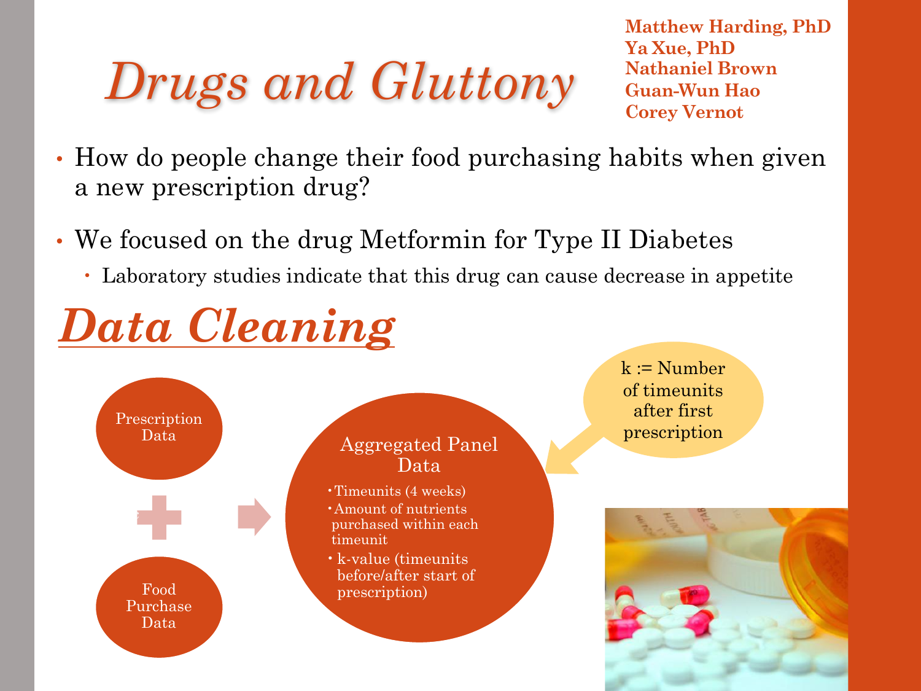# *Drugs and Gluttony*

**Matthew Harding, PhD**
**Ya Xue, PhD**
**Nathaniel Brown**
**Guan-Wun Hao**
**Corey Vernot**

- How do people change their food purchasing habits when given a new prescription drug?
- We focused on the drug Metformin for Type II Diabetes
  - Laboratory studies indicate that this drug can cause decrease in appetite

## *Data Cleaning*

Prescription Data

+

Food Purchase Data

→

Aggregated Panel Data

- Timeunits (4 weeks)
- Amount of nutrients purchased within each timeunit
- k-value (timeunits before/after start of prescription)

k := Number of timeunits after first prescription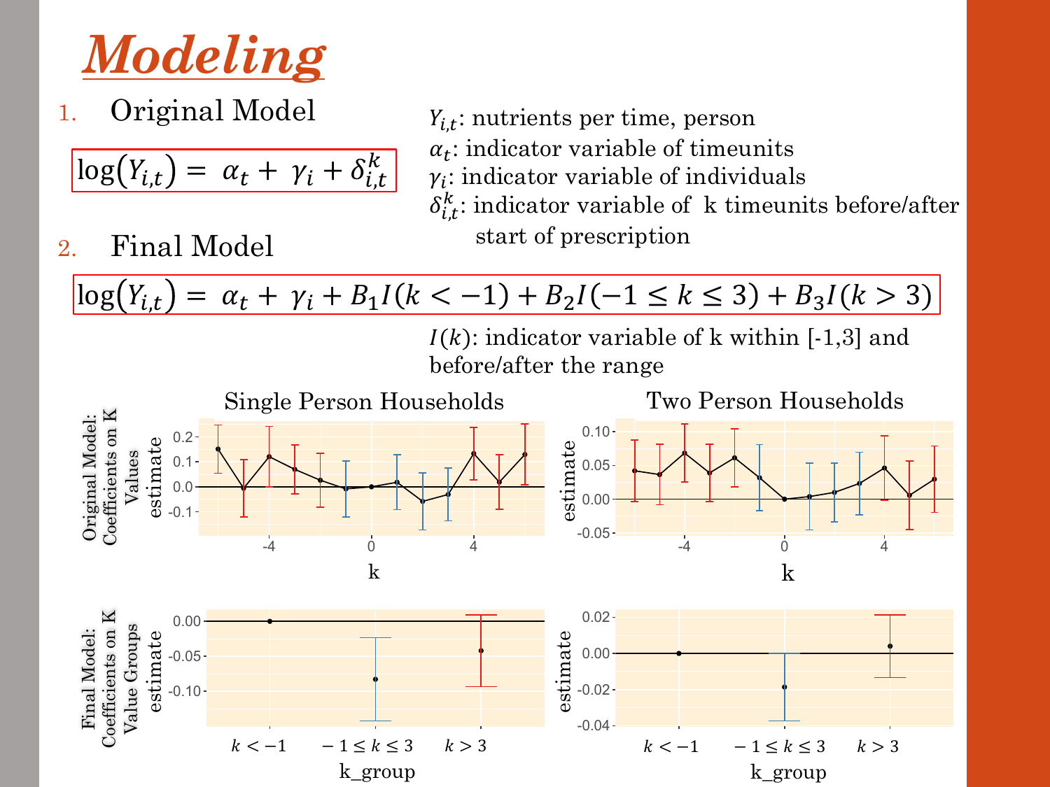# *Modeling*

1. Original Model

$$\log(Y_{i,t}) = \alpha_t + \gamma_i + \delta_{i,t}^{k}$$

$Y_{i,t}$: nutrients per time, person
$\alpha_t$: indicator variable of timeunits
$\gamma_i$: indicator variable of individuals
$\delta_{i,t}^{k}$: indicator variable of k timeunits before/after start of prescription

2. Final Model

$$\log(Y_{i,t}) = \alpha_t + \gamma_i + B_1 I(k < -1) + B_2 I(-1 \leq k \leq 3) + B_3 I(k > 3)$$

$I(k)$: indicator variable of k within [-1,3] and before/after the range

Single Person Households

Two Person Households

Original Model: Coefficients on K Values

Final Model: Coefficients on K Value Groups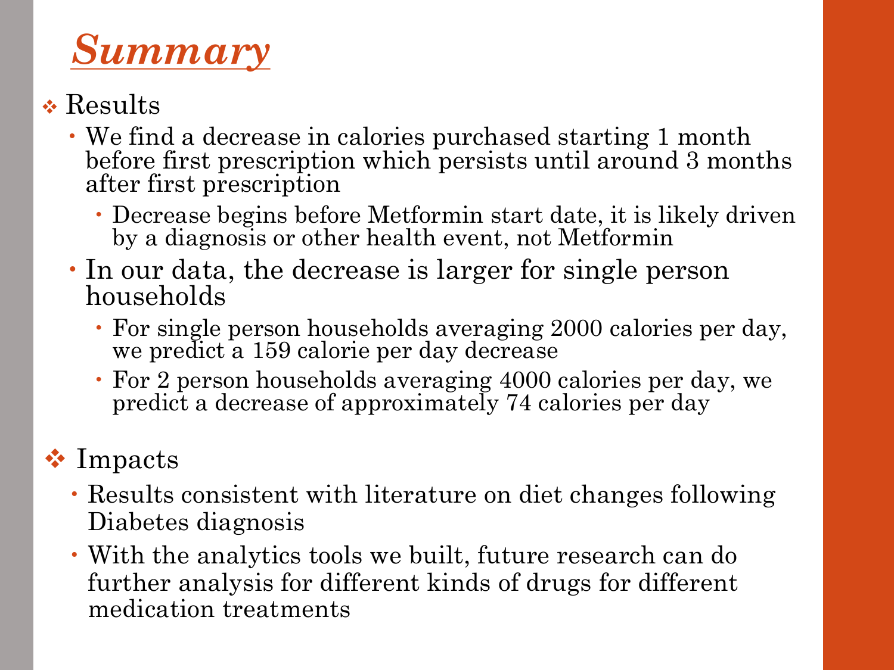# *Summary*

- Results
  - We find a decrease in calories purchased starting 1 month before first prescription which persists until around 3 months after first prescription
    - Decrease begins before Metformin start date, it is likely driven by a diagnosis or other health event, not Metformin
  - In our data, the decrease is larger for single person households
    - For single person households averaging 2000 calories per day, we predict a 159 calorie per day decrease
    - For 2 person households averaging 4000 calories per day, we predict a decrease of approximately 74 calories per day

- Impacts
  - Results consistent with literature on diet changes following Diabetes diagnosis
  - With the analytics tools we built, future research can do further analysis for different kinds of drugs for different medication treatments